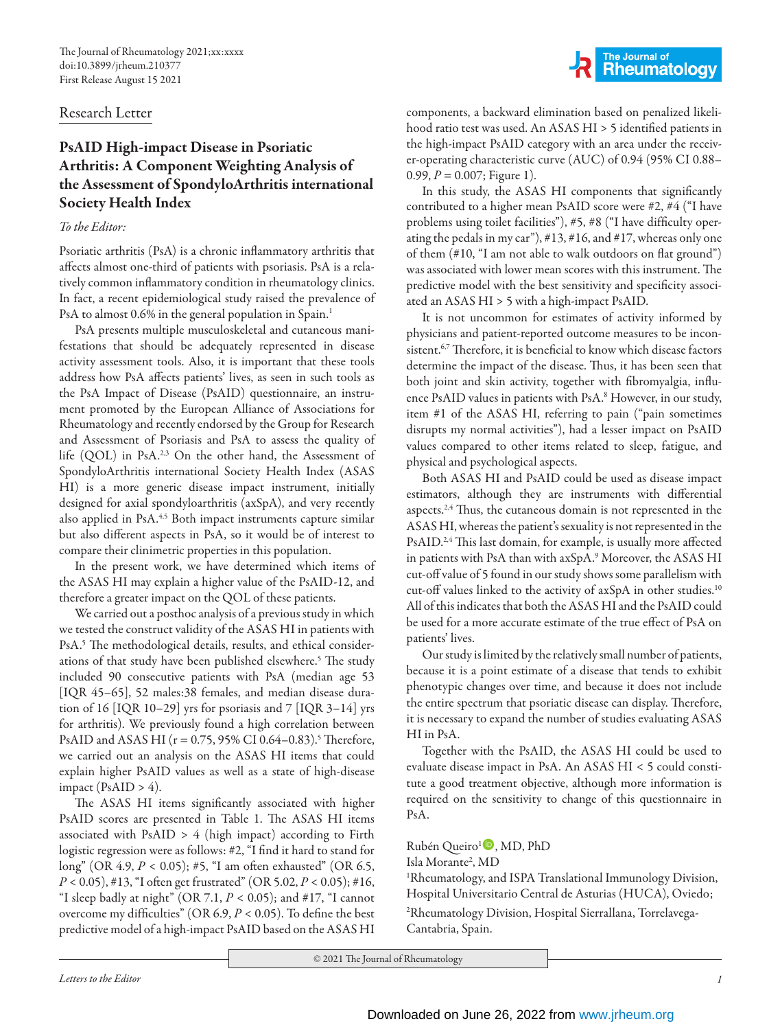Research Letter

# PsAID High-impact Disease in Psoriatic Arthritis: A Component Weighting Analysis of the Assessment of SpondyloArthritis international Society Health Index

*To the Editor:*

Psoriatic arthritis (PsA) is a chronic inflammatory arthritis that affects almost one-third of patients with psoriasis. PsA is a relatively common inflammatory condition in rheumatology clinics. In fact, a recent epidemiological study raised the prevalence of PsA to almost 0.6% in the general population in Spain.[1]

PsA presents multiple musculoskeletal and cutaneous manifestations that should be adequately represented in disease activity assessment tools. Also, it is important that these tools address how PsA affects patients' lives, as seen in such tools as the PsA Impact of Disease (PsAID) questionnaire, an instrument promoted by the European Alliance of Associations for Rheumatology and recently endorsed by the Group for Research and Assessment of Psoriasis and PsA to assess the quality of life (QOL) in PsA.[2,3] On the other hand, the Assessment of SpondyloArthritis international Society Health Index (ASAS HI) is a more generic disease impact instrument, initially designed for axial spondyloarthritis (axSpA), and very recently also applied in PsA.[4,5] Both impact instruments capture similar but also different aspects in PsA, so it would be of interest to compare their clinimetric properties in this population.

In the present work, we have determined which items of the ASAS HI may explain a higher value of the PsAID-12, and therefore a greater impact on the QOL of these patients.

We carried out a posthoc analysis of a previous study in which we tested the construct validity of the ASAS HI in patients with PsA.[5] The methodological details, results, and ethical considerations of that study have been published elsewhere.[5] The study included 90 consecutive patients with PsA (median age 53 [IQR 45–65], 52 males:38 females, and median disease duration of 16 [IQR 10–29] yrs for psoriasis and 7 [IQR 3–14] yrs for arthritis). We previously found a high correlation between PsAID and ASAS HI (r = 0.75, 95% CI 0.64–0.83).[5] Therefore, we carried out an analysis on the ASAS HI items that could explain higher PsAID values as well as a state of high-disease impact (PsAID > 4).

The ASAS HI items significantly associated with higher PsAID scores are presented in Table 1. The ASAS HI items associated with PsAID > 4 (high impact) according to Firth logistic regression were as follows: #2, "I find it hard to stand for long" (OR 4.9, $P < 0.05$); #5, "I am often exhausted" (OR 6.5, $P < 0.05$), #13, "I often get frustrated" (OR 5.02, $P < 0.05$); #16, "I sleep badly at night" (OR 7.1, $P < 0.05$); and #17, "I cannot overcome my difficulties" (OR 6.9, $P < 0.05$). To define the best predictive model of a high-impact PsAID based on the ASAS HI components, a backward elimination based on penalized likelihood ratio test was used. An ASAS HI > 5 identified patients in the high-impact PsAID category with an area under the receiver-operating characteristic curve (AUC) of 0.94 (95% CI 0.88–0.99, $P = 0.007$; Figure 1).

In this study, the ASAS HI components that significantly contributed to a higher mean PsAID score were #2, #4 ("I have problems using toilet facilities"), #5, #8 ("I have difficulty operating the pedals in my car"), #13, #16, and #17, whereas only one of them (#10, "I am not able to walk outdoors on flat ground") was associated with lower mean scores with this instrument. The predictive model with the best sensitivity and specificity associated an ASAS HI > 5 with a high-impact PsAID.

It is not uncommon for estimates of activity informed by physicians and patient-reported outcome measures to be inconsistent.[6,7] Therefore, it is beneficial to know which disease factors determine the impact of the disease. Thus, it has been seen that both joint and skin activity, together with fibromyalgia, influence PsAID values in patients with PsA.[8] However, in our study, item #1 of the ASAS HI, referring to pain ("pain sometimes disrupts my normal activities"), had a lesser impact on PsAID values compared to other items related to sleep, fatigue, and physical and psychological aspects.

Both ASAS HI and PsAID could be used as disease impact estimators, although they are instruments with differential aspects.[2,4] Thus, the cutaneous domain is not represented in the ASAS HI, whereas the patient's sexuality is not represented in the PsAID.[2,4] This last domain, for example, is usually more affected in patients with PsA than with axSpA.[9] Moreover, the ASAS HI cut-off value of 5 found in our study shows some parallelism with cut-off values linked to the activity of axSpA in other studies.[10] All of this indicates that both the ASAS HI and the PsAID could be used for a more accurate estimate of the true effect of PsA on patients' lives.

Our study is limited by the relatively small number of patients, because it is a point estimate of a disease that tends to exhibit phenotypic changes over time, and because it does not include the entire spectrum that psoriatic disease can display. Therefore, it is necessary to expand the number of studies evaluating ASAS HI in PsA.

Together with the PsAID, the ASAS HI could be used to evaluate disease impact in PsA. An ASAS HI < 5 could constitute a good treatment objective, although more information is required on the sensitivity to change of this questionnaire in PsA.

Rubén Queiro[1], MD, PhD
Isla Morante[2], MD

[1]Rheumatology, and ISPA Translational Immunology Division, Hospital Universitario Central de Asturias (HUCA), Oviedo;
[2]Rheumatology Division, Hospital Sierrallana, Torrelavega-Cantabria, Spain.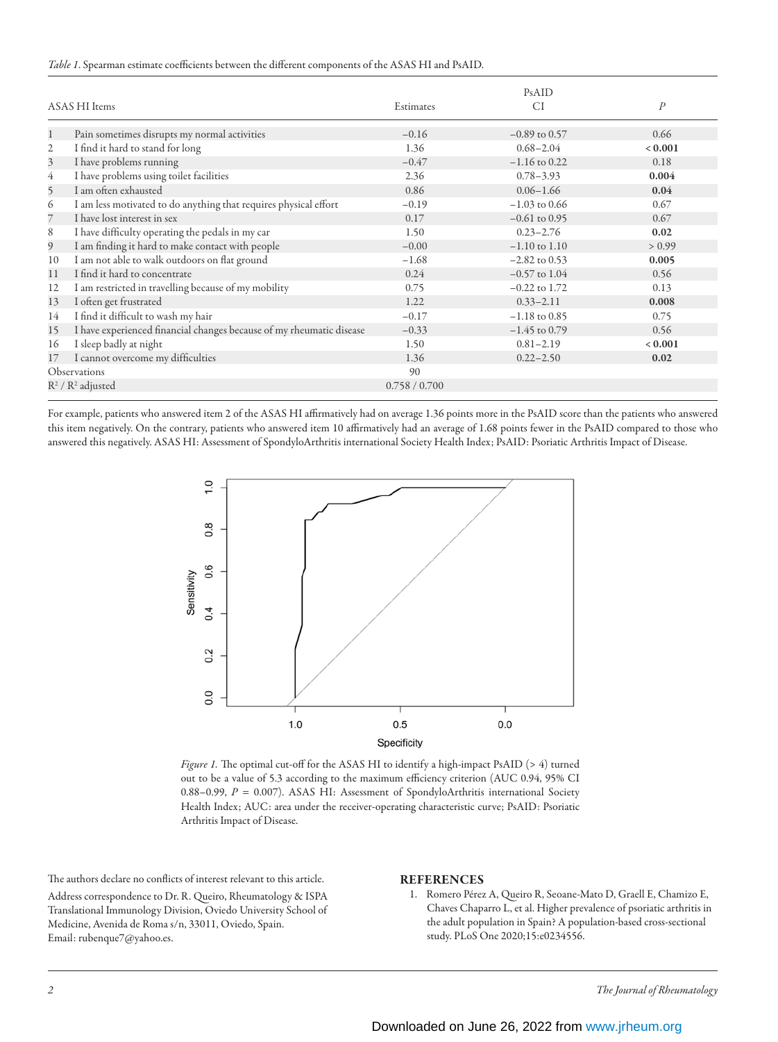*Table 1*. Spearman estimate coefficients between the different components of the ASAS HI and PsAID.

| | ASAS HI Items | PsAID | | |
|---|---|---|---|---|
| | | Estimates | CI | *P* |
| 1 | Pain sometimes disrupts my normal activities | −0.16 | −0.89 to 0.57 | 0.66 |
| 2 | I find it hard to stand for long | 1.36 | 0.68–2.04 | **< 0.001** |
| 3 | I have problems running | −0.47 | −1.16 to 0.22 | 0.18 |
| 4 | I have problems using toilet facilities | 2.36 | 0.78–3.93 | **0.004** |
| 5 | I am often exhausted | 0.86 | 0.06–1.66 | **0.04** |
| 6 | I am less motivated to do anything that requires physical effort | −0.19 | −1.03 to 0.66 | 0.67 |
| 7 | I have lost interest in sex | 0.17 | −0.61 to 0.95 | 0.67 |
| 8 | I have difficulty operating the pedals in my car | 1.50 | 0.23–2.76 | **0.02** |
| 9 | I am finding it hard to make contact with people | −0.00 | −1.10 to 1.10 | > 0.99 |
| 10 | I am not able to walk outdoors on flat ground | −1.68 | −2.82 to 0.53 | **0.005** |
| 11 | I find it hard to concentrate | 0.24 | −0.57 to 1.04 | 0.56 |
| 12 | I am restricted in travelling because of my mobility | 0.75 | −0.22 to 1.72 | 0.13 |
| 13 | I often get frustrated | 1.22 | 0.33–2.11 | **0.008** |
| 14 | I find it difficult to wash my hair | −0.17 | −1.18 to 0.85 | 0.75 |
| 15 | I have experienced financial changes because of my rheumatic disease | −0.33 | −1.45 to 0.79 | 0.56 |
| 16 | I sleep badly at night | 1.50 | 0.81–2.19 | **< 0.001** |
| 17 | I cannot overcome my difficulties | 1.36 | 0.22–2.50 | **0.02** |
| Observations | | 90 | | |
| $R^2$ / $R^2$ adjusted | | 0.758 / 0.700 | | |

For example, patients who answered item 2 of the ASAS HI affirmatively had on average 1.36 points more in the PsAID score than the patients who answered this item negatively. On the contrary, patients who answered item 10 affirmatively had an average of 1.68 points fewer in the PsAID compared to those who answered this negatively. ASAS HI: Assessment of SpondyloArthritis international Society Health Index; PsAID: Psoriatic Arthritis Impact of Disease.

*Figure 1.* The optimal cut-off for the ASAS HI to identify a high-impact PsAID (> 4) turned out to be a value of 5.3 according to the maximum efficiency criterion (AUC 0.94, 95% CI 0.88–0.99, $P$ = 0.007). ASAS HI: Assessment of SpondyloArthritis international Society Health Index; AUC: area under the receiver-operating characteristic curve; PsAID: Psoriatic Arthritis Impact of Disease.

The authors declare no conflicts of interest relevant to this article.

Address correspondence to Dr. R. Queiro, Rheumatology & ISPA Translational Immunology Division, Oviedo University School of Medicine, Avenida de Roma s/n, 33011, Oviedo, Spain. Email: rubenque7@yahoo.es.

## REFERENCES

1. Romero Pérez A, Queiro R, Seoane-Mato D, Graell E, Chamizo E, Chaves Chaparro L, et al. Higher prevalence of psoriatic arthritis in the adult population in Spain? A population-based cross-sectional study. PLoS One 2020;15:e0234556.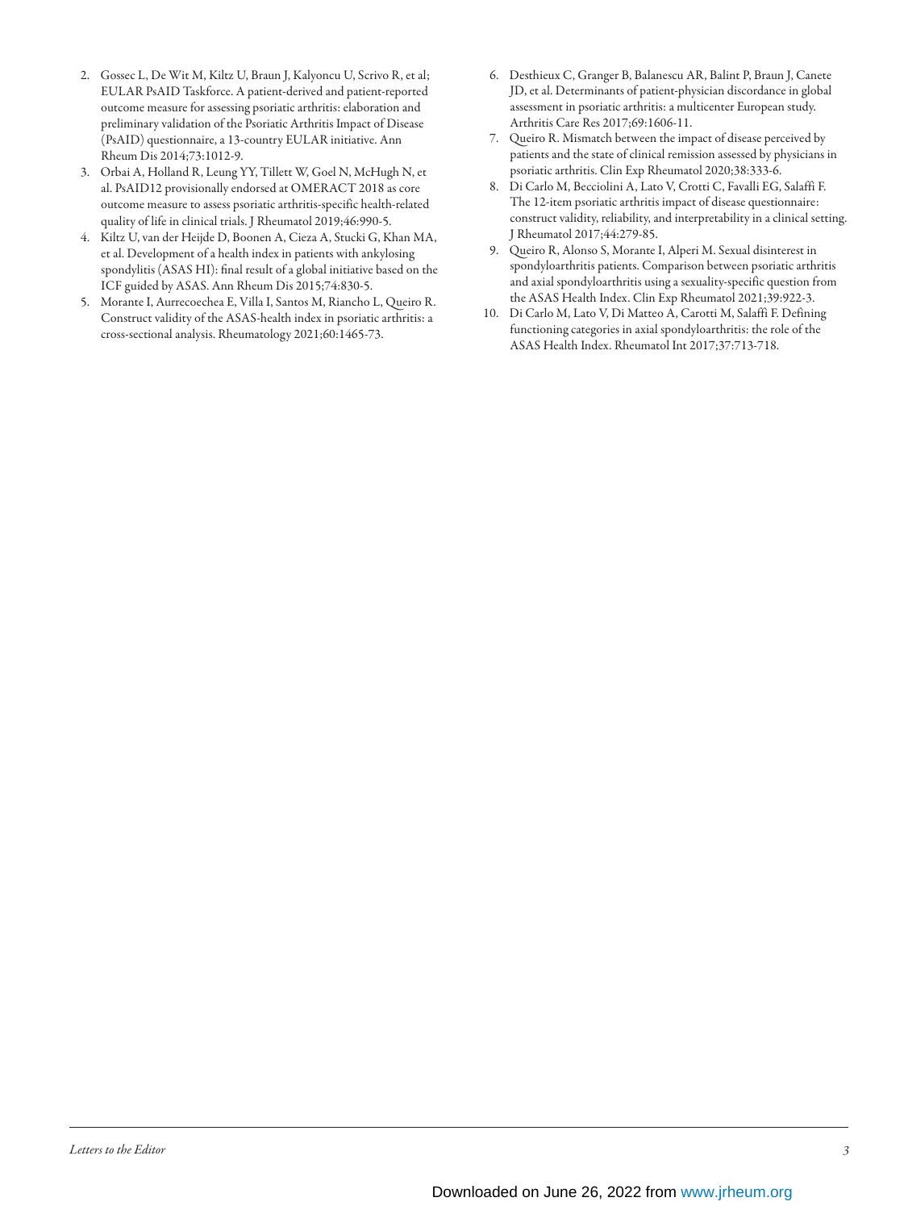2. Gossec L, De Wit M, Kiltz U, Braun J, Kalyoncu U, Scrivo R, et al; EULAR PsAID Taskforce. A patient-derived and patient-reported outcome measure for assessing psoriatic arthritis: elaboration and preliminary validation of the Psoriatic Arthritis Impact of Disease (PsAID) questionnaire, a 13-country EULAR initiative. Ann Rheum Dis 2014;73:1012-9.
3. Orbai A, Holland R, Leung YY, Tillett W, Goel N, McHugh N, et al. PsAID12 provisionally endorsed at OMERACT 2018 as core outcome measure to assess psoriatic arthritis-specific health-related quality of life in clinical trials. J Rheumatol 2019;46:990-5.
4. Kiltz U, van der Heijde D, Boonen A, Cieza A, Stucki G, Khan MA, et al. Development of a health index in patients with ankylosing spondylitis (ASAS HI): final result of a global initiative based on the ICF guided by ASAS. Ann Rheum Dis 2015;74:830-5.
5. Morante I, Aurrecoechea E, Villa I, Santos M, Riancho L, Queiro R. Construct validity of the ASAS-health index in psoriatic arthritis: a cross-sectional analysis. Rheumatology 2021;60:1465-73.
6. Desthieux C, Granger B, Balanescu AR, Balint P, Braun J, Canete JD, et al. Determinants of patient-physician discordance in global assessment in psoriatic arthritis: a multicenter European study. Arthritis Care Res 2017;69:1606-11.
7. Queiro R. Mismatch between the impact of disease perceived by patients and the state of clinical remission assessed by physicians in psoriatic arthritis. Clin Exp Rheumatol 2020;38:333-6.
8. Di Carlo M, Becciolini A, Lato V, Crotti C, Favalli EG, Salaffi F. The 12-item psoriatic arthritis impact of disease questionnaire: construct validity, reliability, and interpretability in a clinical setting. J Rheumatol 2017;44:279-85.
9. Queiro R, Alonso S, Morante I, Alperi M. Sexual disinterest in spondyloarthritis patients. Comparison between psoriatic arthritis and axial spondyloarthritis using a sexuality-specific question from the ASAS Health Index. Clin Exp Rheumatol 2021;39:922-3.
10. Di Carlo M, Lato V, Di Matteo A, Carotti M, Salaffi F. Defining functioning categories in axial spondyloarthritis: the role of the ASAS Health Index. Rheumatol Int 2017;37:713-718.